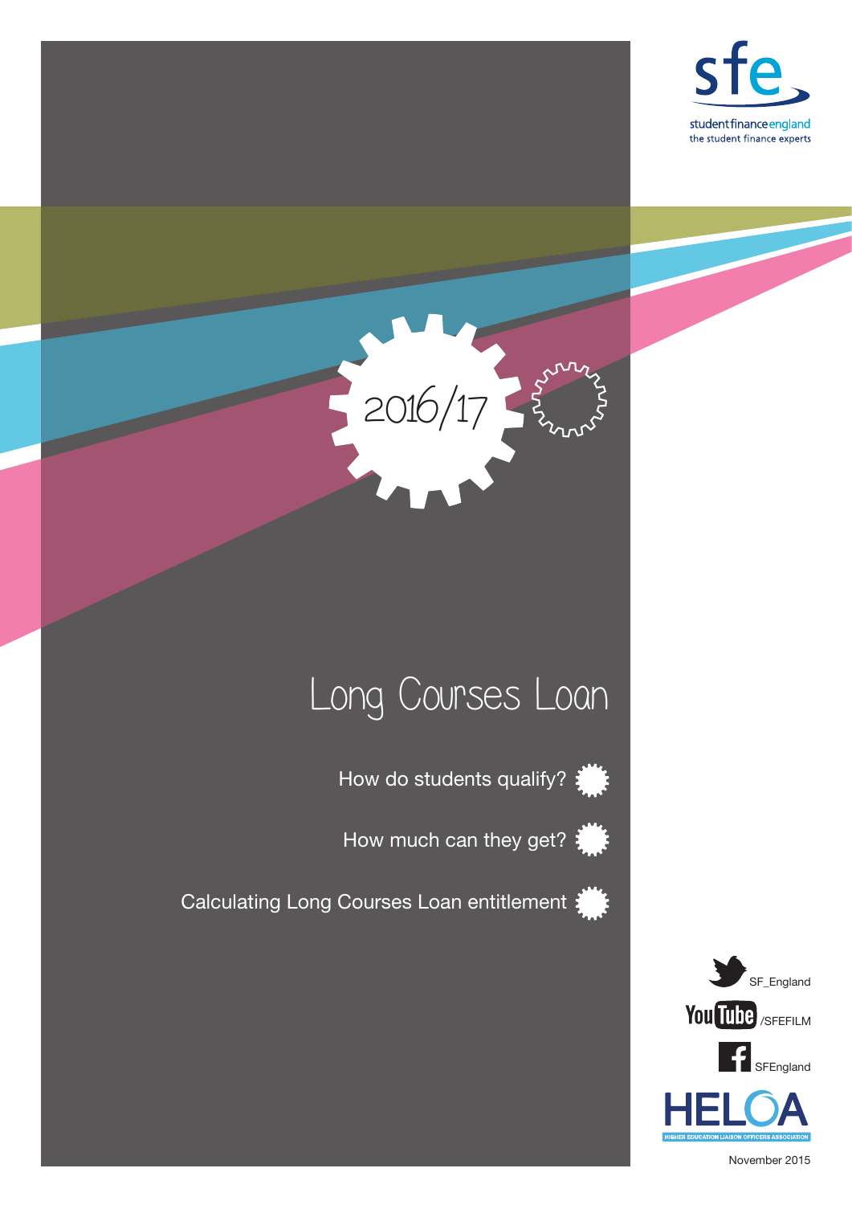sfe

studentfinanceengland
the student finance experts

2016/17

# Long Courses Loan

How do students qualify?

How much can they get?

Calculating Long Courses Loan entitlement

SF_England

YouTube /SFEFILM

SFEngland

HELOA
HIGHER EDUCATION LIAISON OFFICERS ASSOCIATION

November 2015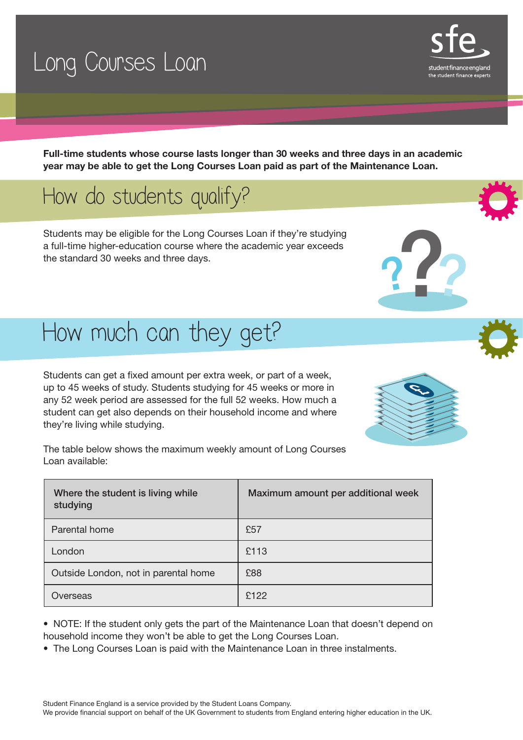# Long Courses Loan

**Full-time students whose course lasts longer than 30 weeks and three days in an academic year may be able to get the Long Courses Loan paid as part of the Maintenance Loan.**

## How do students qualify?

Students may be eligible for the Long Courses Loan if they're studying a full-time higher-education course where the academic year exceeds the standard 30 weeks and three days.

## How much can they get?

Students can get a fixed amount per extra week, or part of a week, up to 45 weeks of study. Students studying for 45 weeks or more in any 52 week period are assessed for the full 52 weeks. How much a student can get also depends on their household income and where they're living while studying.

The table below shows the maximum weekly amount of Long Courses Loan available:

| Where the student is living while studying | Maximum amount per additional week |
|---|---|
| Parental home | £57 |
| London | £113 |
| Outside London, not in parental home | £88 |
| Overseas | £122 |

- NOTE: If the student only gets the part of the Maintenance Loan that doesn't depend on household income they won't be able to get the Long Courses Loan.
- The Long Courses Loan is paid with the Maintenance Loan in three instalments.

Student Finance England is a service provided by the Student Loans Company.
We provide financial support on behalf of the UK Government to students from England entering higher education in the UK.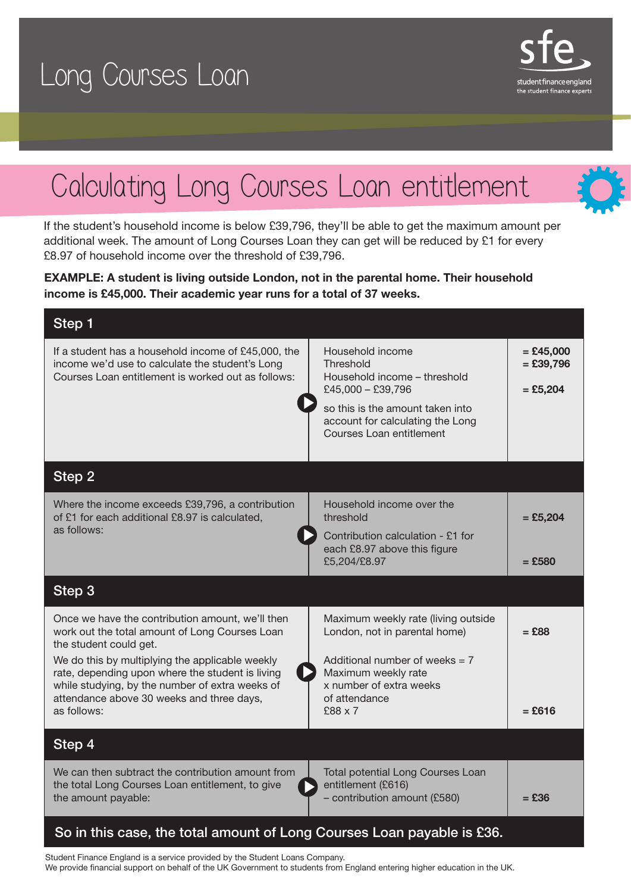# Long Courses Loan

## Calculating Long Courses Loan entitlement

If the student's household income is below £39,796, they'll be able to get the maximum amount per additional week. The amount of Long Courses Loan they can get will be reduced by £1 for every £8.97 of household income over the threshold of £39,796.

**EXAMPLE: A student is living outside London, not in the parental home. Their household income is £45,000. Their academic year runs for a total of 37 weeks.**

| Step 1 | | |
|---|---|---|
| If a student has a household income of £45,000, the income we'd use to calculate the student's Long Courses Loan entitlement is worked out as follows: | Household income<br>Threshold<br>Household income – threshold<br>£45,000 – £39,796<br><br>so this is the amount taken into account for calculating the Long Courses Loan entitlement | **= £45,000**<br>**= £39,796**<br><br>**= £5,204** |
| **Step 2** | | |
| Where the income exceeds £39,796, a contribution of £1 for each additional £8.97 is calculated, as follows: | Household income over the threshold<br><br>Contribution calculation - £1 for each £8.97 above this figure<br>£5,204/£8.97 | **= £5,204**<br><br><br>**= £580** |
| **Step 3** | | |
| Once we have the contribution amount, we'll then work out the total amount of Long Courses Loan the student could get.<br><br>We do this by multiplying the applicable weekly rate, depending upon where the student is living while studying, by the number of extra weeks of attendance above 30 weeks and three days, as follows: | Maximum weekly rate (living outside London, not in parental home)<br><br>Additional number of weeks = 7<br>Maximum weekly rate x number of extra weeks of attendance<br>£88 x 7 | **= £88**<br><br><br><br>**= £616** |
| **Step 4** | | |
| We can then subtract the contribution amount from the total Long Courses Loan entitlement, to give the amount payable: | Total potential Long Courses Loan entitlement (£616)<br>– contribution amount (£580) | **= £36** |

**So in this case, the total amount of Long Courses Loan payable is £36.**

Student Finance England is a service provided by the Student Loans Company.
We provide financial support on behalf of the UK Government to students from England entering higher education in the UK.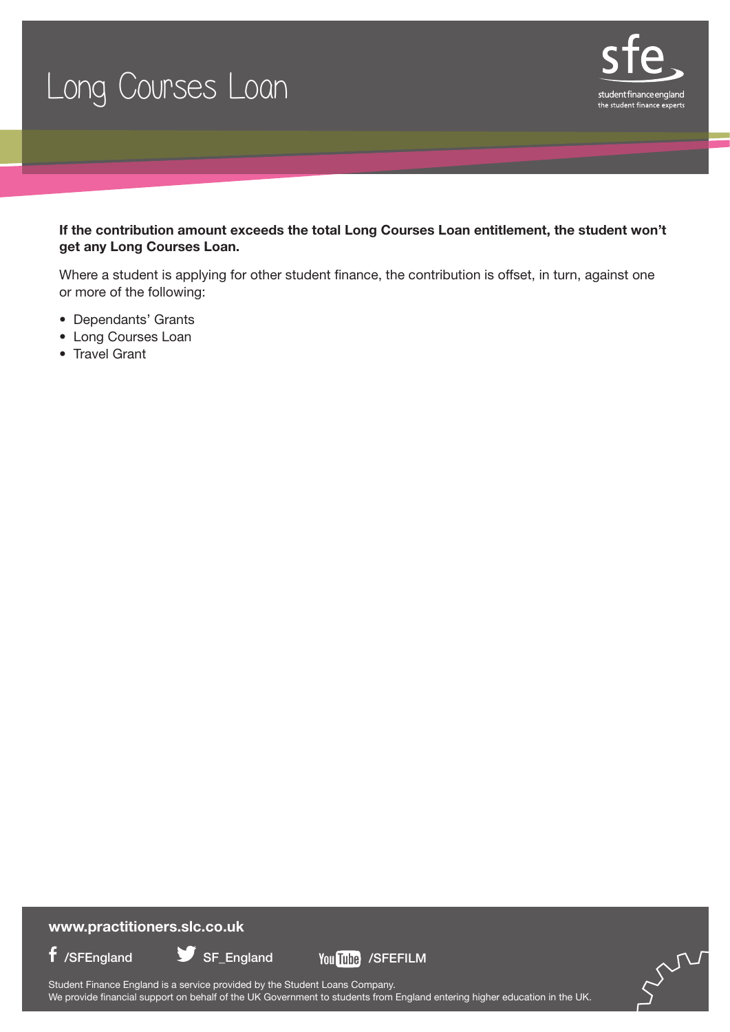**If the contribution amount exceeds the total Long Courses Loan entitlement, the student won't get any Long Courses Loan.**

Where a student is applying for other student finance, the contribution is offset, in turn, against one or more of the following:

- Dependants' Grants
- Long Courses Loan
- Travel Grant